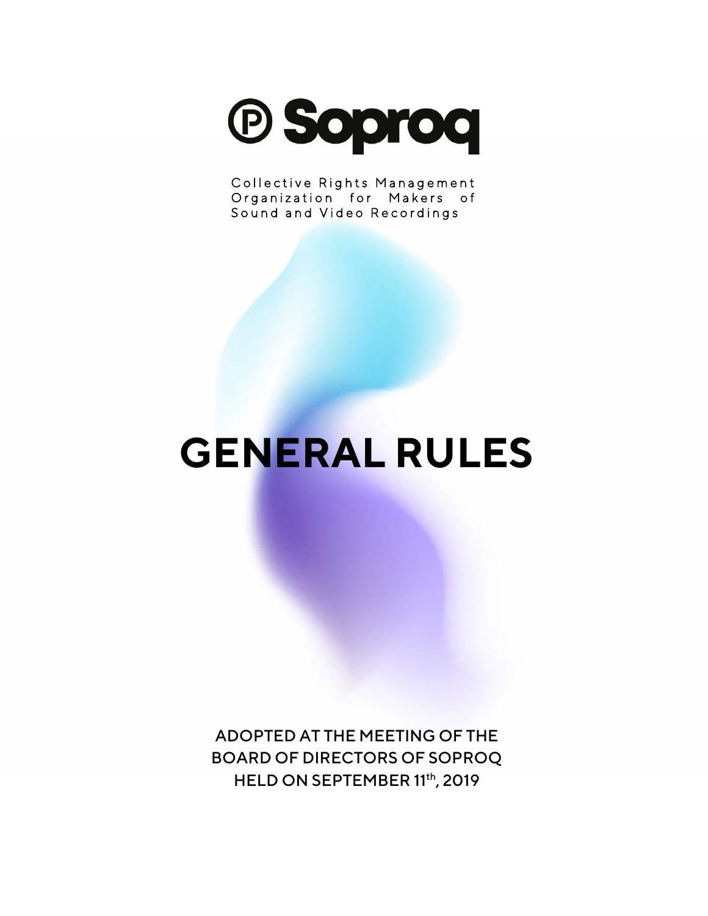# Soproq

Collective Rights Management Organization for Makers of Sound and Video Recordings

# GENERAL RULES

ADOPTED AT THE MEETING OF THE BOARD OF DIRECTORS OF SOPROQ HELD ON SEPTEMBER 11th, 2019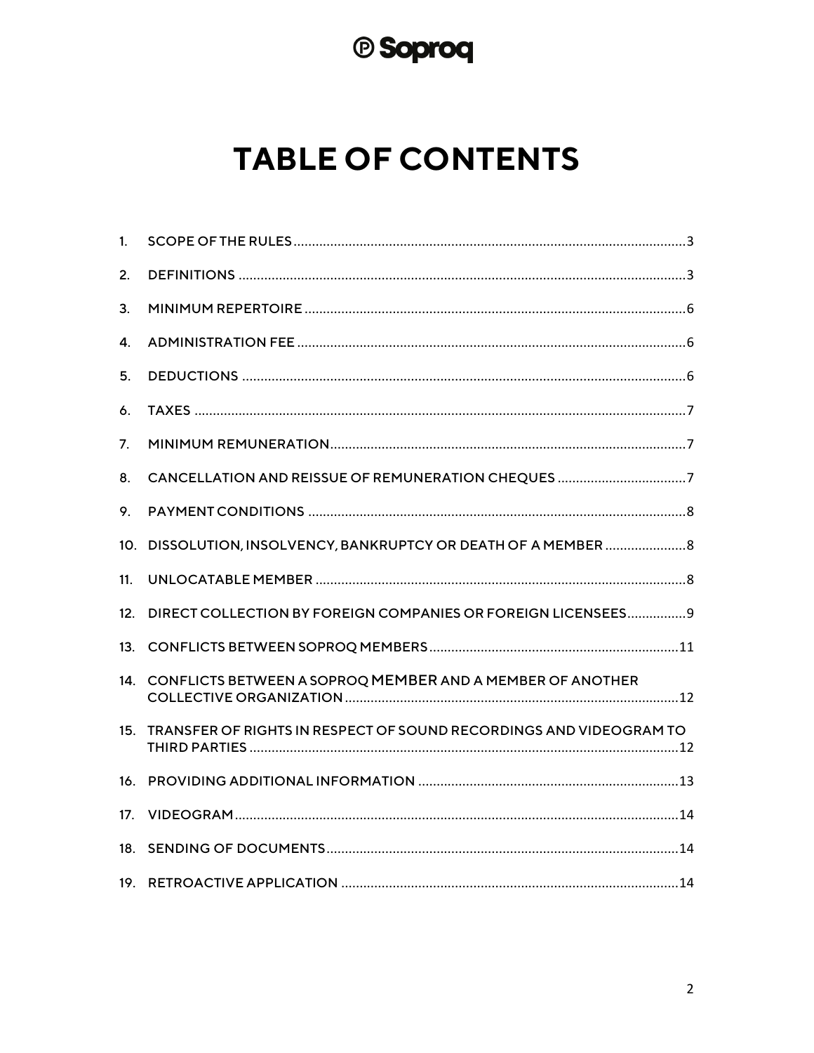# TABLE OF CONTENTS

1. SCOPE OF THE RULES ..... 3
2. DEFINITIONS ..... 3
3. MINIMUM REPERTOIRE ..... 6
4. ADMINISTRATION FEE ..... 6
5. DEDUCTIONS ..... 6
6. TAXES ..... 7
7. MINIMUM REMUNERATION ..... 7
8. CANCELLATION AND REISSUE OF REMUNERATION CHEQUES ..... 7
9. PAYMENT CONDITIONS ..... 8
10. DISSOLUTION, INSOLVENCY, BANKRUPTCY OR DEATH OF A MEMBER ..... 8
11. UNLOCATABLE MEMBER ..... 8
12. DIRECT COLLECTION BY FOREIGN COMPANIES OR FOREIGN LICENSEES ..... 9
13. CONFLICTS BETWEEN SOPROQ MEMBERS ..... 11
14. CONFLICTS BETWEEN A SOPROQ MEMBER AND A MEMBER OF ANOTHER COLLECTIVE ORGANIZATION ..... 12
15. TRANSFER OF RIGHTS IN RESPECT OF SOUND RECORDINGS AND VIDEOGRAM TO THIRD PARTIES ..... 12
16. PROVIDING ADDITIONAL INFORMATION ..... 13
17. VIDEOGRAM ..... 14
18. SENDING OF DOCUMENTS ..... 14
19. RETROACTIVE APPLICATION ..... 14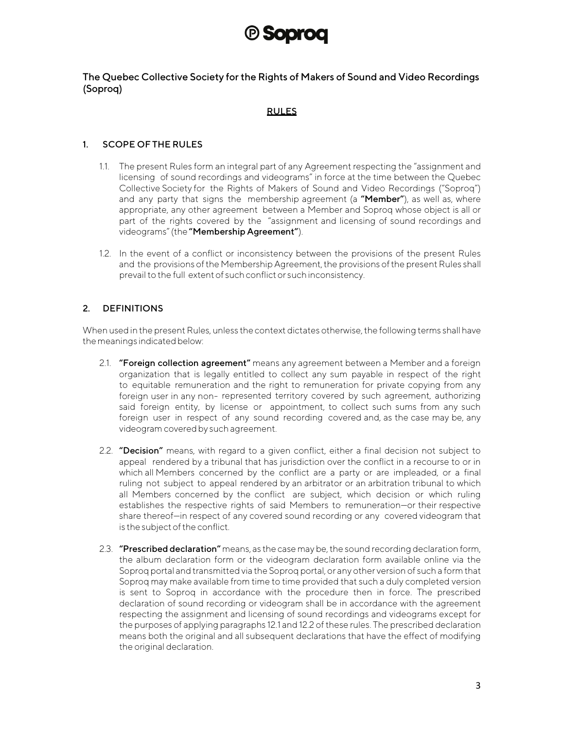# Ⓟ Soproq

## The Quebec Collective Society for the Rights of Makers of Sound and Video Recordings (Soproq)

### RULES

### 1. SCOPE OF THE RULES

1.1. The present Rules form an integral part of any Agreement respecting the "assignment and licensing of sound recordings and videograms" in force at the time between the Quebec Collective Society for the Rights of Makers of Sound and Video Recordings ("Soproq") and any party that signs the membership agreement (a **"Member"**), as well as, where appropriate, any other agreement between a Member and Soproq whose object is all or part of the rights covered by the "assignment and licensing of sound recordings and videograms" (the **"Membership Agreement"**).

1.2. In the event of a conflict or inconsistency between the provisions of the present Rules and the provisions of the Membership Agreement, the provisions of the present Rules shall prevail to the full extent of such conflict or such inconsistency.

### 2. DEFINITIONS

When used in the present Rules, unless the context dictates otherwise, the following terms shall have the meanings indicated below:

2.1. **"Foreign collection agreement"** means any agreement between a Member and a foreign organization that is legally entitled to collect any sum payable in respect of the right to equitable remuneration and the right to remuneration for private copying from any foreign user in any non- represented territory covered by such agreement, authorizing said foreign entity, by license or appointment, to collect such sums from any such foreign user in respect of any sound recording covered and, as the case may be, any videogram covered by such agreement.

2.2. **"Decision"** means, with regard to a given conflict, either a final decision not subject to appeal rendered by a tribunal that has jurisdiction over the conflict in a recourse to or in which all Members concerned by the conflict are a party or are impleaded, or a final ruling not subject to appeal rendered by an arbitrator or an arbitration tribunal to which all Members concerned by the conflict are subject, which decision or which ruling establishes the respective rights of said Members to remuneration—or their respective share thereof—in respect of any covered sound recording or any covered videogram that is the subject of the conflict.

2.3. **"Prescribed declaration"** means, as the case may be, the sound recording declaration form, the album declaration form or the videogram declaration form available online via the Soproq portal and transmitted via the Soproq portal, or any other version of such a form that Soproq may make available from time to time provided that such a duly completed version is sent to Soproq in accordance with the procedure then in force. The prescribed declaration of sound recording or videogram shall be in accordance with the agreement respecting the assignment and licensing of sound recordings and videograms except for the purposes of applying paragraphs 12.1 and 12.2 of these rules. The prescribed declaration means both the original and all subsequent declarations that have the effect of modifying the original declaration.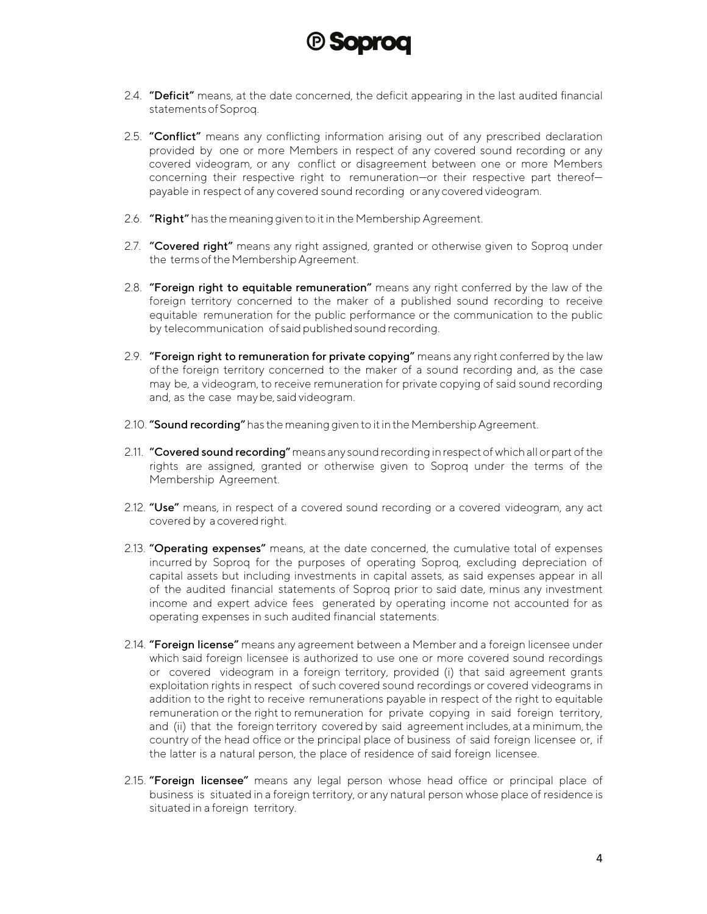2.4. **"Deficit"** means, at the date concerned, the deficit appearing in the last audited financial statements of Soproq.

2.5. **"Conflict"** means any conflicting information arising out of any prescribed declaration provided by one or more Members in respect of any covered sound recording or any covered videogram, or any conflict or disagreement between one or more Members concerning their respective right to remuneration—or their respective part thereof—payable in respect of any covered sound recording or any covered videogram.

2.6. **"Right"** has the meaning given to it in the Membership Agreement.

2.7. **"Covered right"** means any right assigned, granted or otherwise given to Soproq under the terms of the Membership Agreement.

2.8. **"Foreign right to equitable remuneration"** means any right conferred by the law of the foreign territory concerned to the maker of a published sound recording to receive equitable remuneration for the public performance or the communication to the public by telecommunication of said published sound recording.

2.9. **"Foreign right to remuneration for private copying"** means any right conferred by the law of the foreign territory concerned to the maker of a sound recording and, as the case may be, a videogram, to receive remuneration for private copying of said sound recording and, as the case may be, said videogram.

2.10. **"Sound recording"** has the meaning given to it in the Membership Agreement.

2.11. **"Covered sound recording"** means any sound recording in respect of which all or part of the rights are assigned, granted or otherwise given to Soproq under the terms of the Membership Agreement.

2.12. **"Use"** means, in respect of a covered sound recording or a covered videogram, any act covered by a covered right.

2.13. **"Operating expenses"** means, at the date concerned, the cumulative total of expenses incurred by Soproq for the purposes of operating Soproq, excluding depreciation of capital assets but including investments in capital assets, as said expenses appear in all of the audited financial statements of Soproq prior to said date, minus any investment income and expert advice fees generated by operating income not accounted for as operating expenses in such audited financial statements.

2.14. **"Foreign license"** means any agreement between a Member and a foreign licensee under which said foreign licensee is authorized to use one or more covered sound recordings or covered videogram in a foreign territory, provided (i) that said agreement grants exploitation rights in respect of such covered sound recordings or covered videograms in addition to the right to receive remunerations payable in respect of the right to equitable remuneration or the right to remuneration for private copying in said foreign territory, and (ii) that the foreign territory covered by said agreement includes, at a minimum, the country of the head office or the principal place of business of said foreign licensee or, if the latter is a natural person, the place of residence of said foreign licensee.

2.15. **"Foreign licensee"** means any legal person whose head office or principal place of business is situated in a foreign territory, or any natural person whose place of residence is situated in a foreign territory.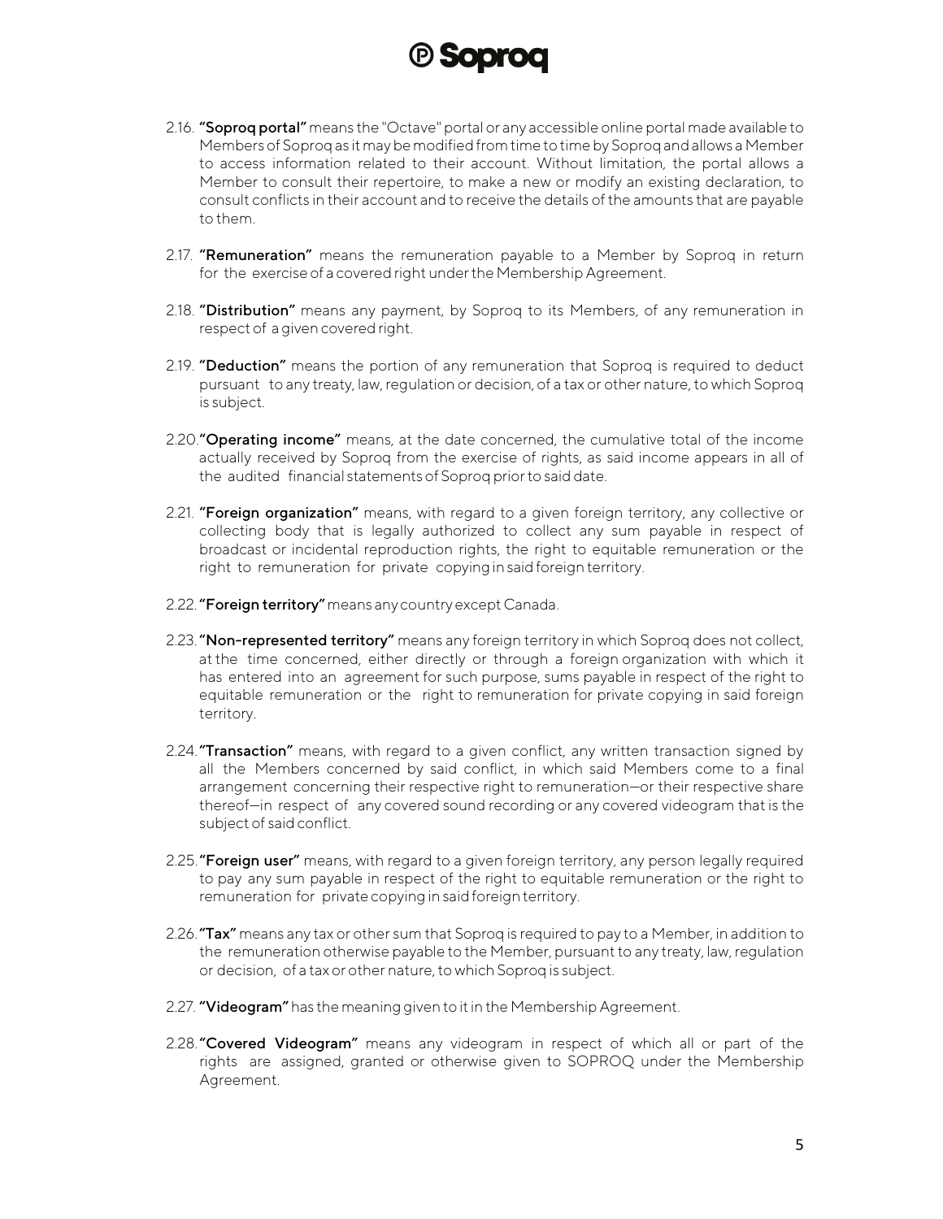2.16. **"Soproq portal"** means the "Octave" portal or any accessible online portal made available to Members of Soproq as it may be modified from time to time by Soproq and allows a Member to access information related to their account. Without limitation, the portal allows a Member to consult their repertoire, to make a new or modify an existing declaration, to consult conflicts in their account and to receive the details of the amounts that are payable to them.

2.17. **"Remuneration"** means the remuneration payable to a Member by Soproq in return for the exercise of a covered right under the Membership Agreement.

2.18. **"Distribution"** means any payment, by Soproq to its Members, of any remuneration in respect of a given covered right.

2.19. **"Deduction"** means the portion of any remuneration that Soproq is required to deduct pursuant to any treaty, law, regulation or decision, of a tax or other nature, to which Soproq is subject.

2.20. **"Operating income"** means, at the date concerned, the cumulative total of the income actually received by Soproq from the exercise of rights, as said income appears in all of the audited financial statements of Soproq prior to said date.

2.21. **"Foreign organization"** means, with regard to a given foreign territory, any collective or collecting body that is legally authorized to collect any sum payable in respect of broadcast or incidental reproduction rights, the right to equitable remuneration or the right to remuneration for private copying in said foreign territory.

2.22. **"Foreign territory"** means any country except Canada.

2.23. **"Non-represented territory"** means any foreign territory in which Soproq does not collect, at the time concerned, either directly or through a foreign organization with which it has entered into an agreement for such purpose, sums payable in respect of the right to equitable remuneration or the right to remuneration for private copying in said foreign territory.

2.24. **"Transaction"** means, with regard to a given conflict, any written transaction signed by all the Members concerned by said conflict, in which said Members come to a final arrangement concerning their respective right to remuneration—or their respective share thereof—in respect of any covered sound recording or any covered videogram that is the subject of said conflict.

2.25. **"Foreign user"** means, with regard to a given foreign territory, any person legally required to pay any sum payable in respect of the right to equitable remuneration or the right to remuneration for private copying in said foreign territory.

2.26. **"Tax"** means any tax or other sum that Soproq is required to pay to a Member, in addition to the remuneration otherwise payable to the Member, pursuant to any treaty, law, regulation or decision, of a tax or other nature, to which Soproq is subject.

2.27. **"Videogram"** has the meaning given to it in the Membership Agreement.

2.28. **"Covered Videogram"** means any videogram in respect of which all or part of the rights are assigned, granted or otherwise given to SOPROQ under the Membership Agreement.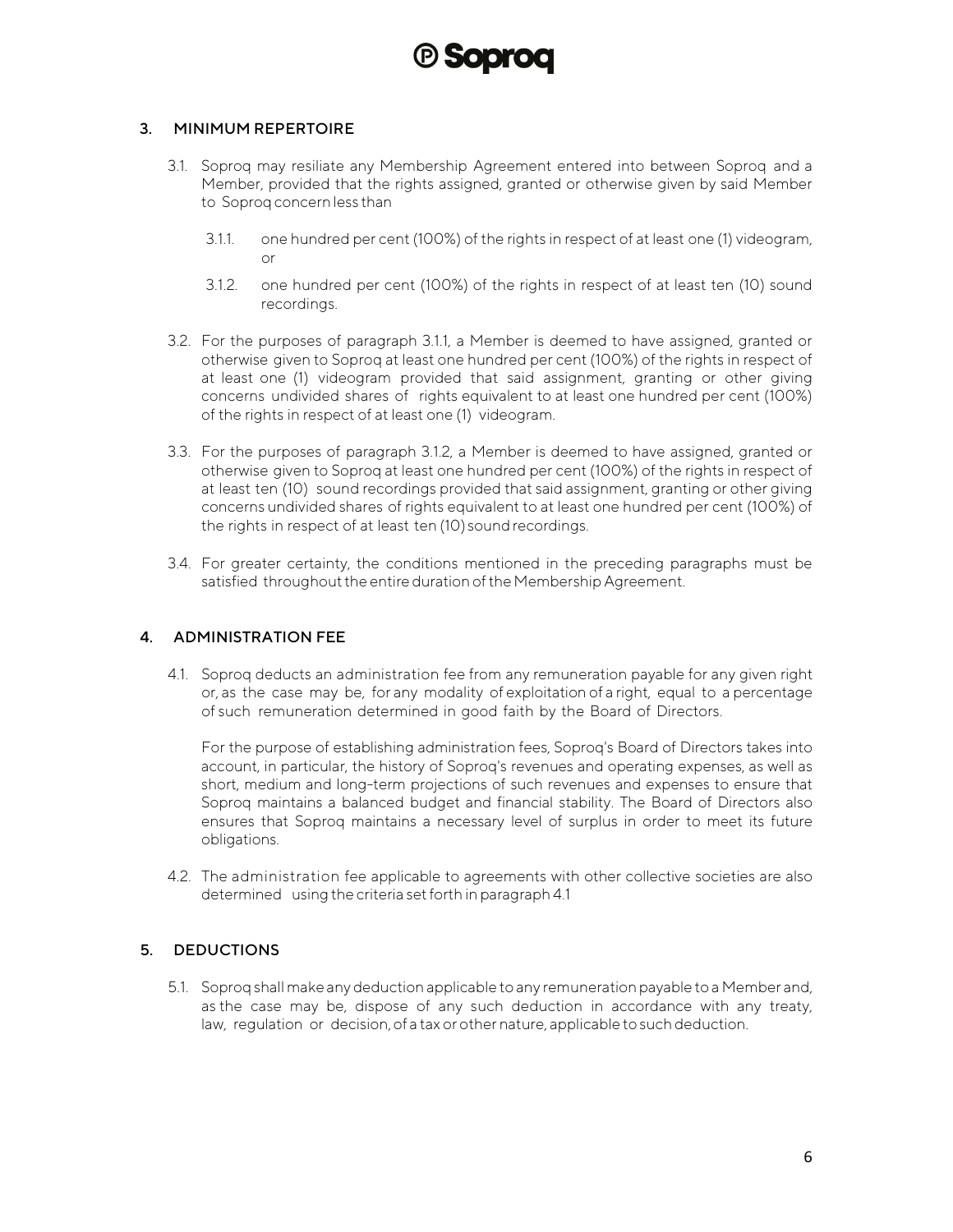## 3. MINIMUM REPERTOIRE

3.1. Soproq may resiliate any Membership Agreement entered into between Soproq and a Member, provided that the rights assigned, granted or otherwise given by said Member to Soproq concern less than

3.1.1. one hundred per cent (100%) of the rights in respect of at least one (1) videogram, or

3.1.2. one hundred per cent (100%) of the rights in respect of at least ten (10) sound recordings.

3.2. For the purposes of paragraph 3.1.1, a Member is deemed to have assigned, granted or otherwise given to Soproq at least one hundred per cent (100%) of the rights in respect of at least one (1) videogram provided that said assignment, granting or other giving concerns undivided shares of rights equivalent to at least one hundred per cent (100%) of the rights in respect of at least one (1) videogram.

3.3. For the purposes of paragraph 3.1.2, a Member is deemed to have assigned, granted or otherwise given to Soproq at least one hundred per cent (100%) of the rights in respect of at least ten (10) sound recordings provided that said assignment, granting or other giving concerns undivided shares of rights equivalent to at least one hundred per cent (100%) of the rights in respect of at least ten (10) sound recordings.

3.4. For greater certainty, the conditions mentioned in the preceding paragraphs must be satisfied throughout the entire duration of the Membership Agreement.

## 4. ADMINISTRATION FEE

4.1. Soproq deducts an administration fee from any remuneration payable for any given right or, as the case may be, for any modality of exploitation of a right, equal to a percentage of such remuneration determined in good faith by the Board of Directors.

For the purpose of establishing administration fees, Soproq's Board of Directors takes into account, in particular, the history of Soproq's revenues and operating expenses, as well as short, medium and long-term projections of such revenues and expenses to ensure that Soproq maintains a balanced budget and financial stability. The Board of Directors also ensures that Soproq maintains a necessary level of surplus in order to meet its future obligations.

4.2. The administration fee applicable to agreements with other collective societies are also determined using the criteria set forth in paragraph 4.1

## 5. DEDUCTIONS

5.1. Soproq shall make any deduction applicable to any remuneration payable to a Member and, as the case may be, dispose of any such deduction in accordance with any treaty, law, regulation or decision, of a tax or other nature, applicable to such deduction.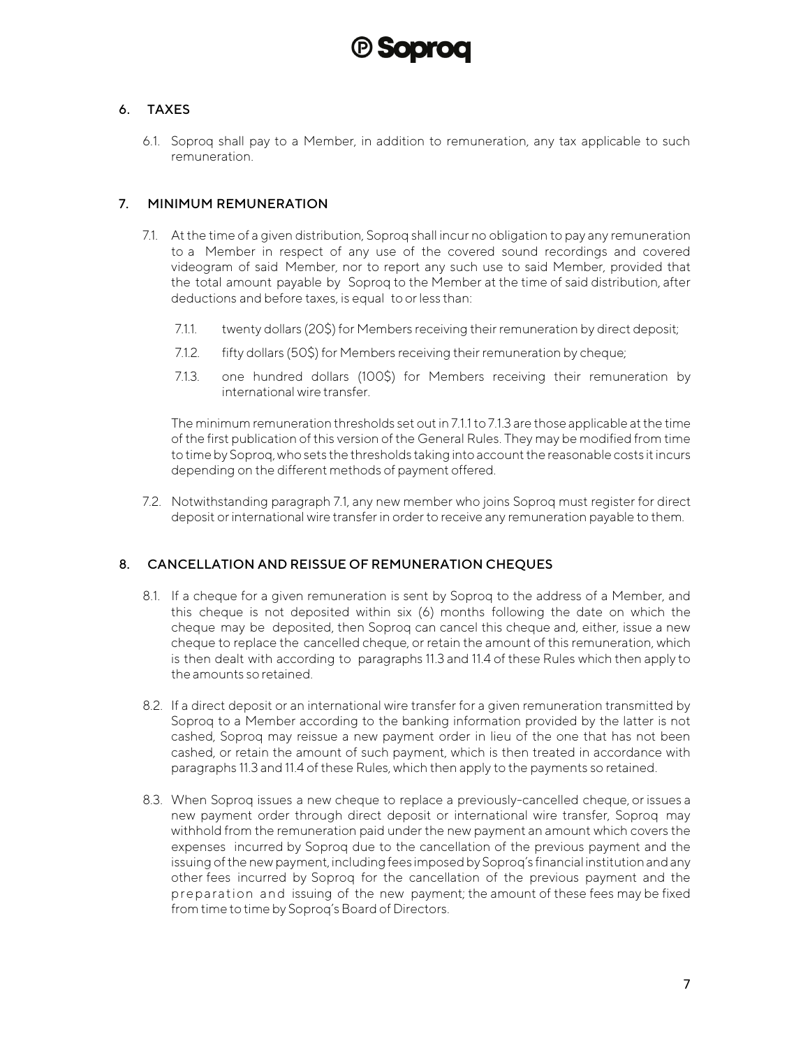## 6. TAXES

6.1. Soproq shall pay to a Member, in addition to remuneration, any tax applicable to such remuneration.

## 7. MINIMUM REMUNERATION

7.1. At the time of a given distribution, Soproq shall incur no obligation to pay any remuneration to a Member in respect of any use of the covered sound recordings and covered videogram of said Member, nor to report any such use to said Member, provided that the total amount payable by Soproq to the Member at the time of said distribution, after deductions and before taxes, is equal to or less than:

7.1.1. twenty dollars (20$) for Members receiving their remuneration by direct deposit;

7.1.2. fifty dollars (50$) for Members receiving their remuneration by cheque;

7.1.3. one hundred dollars (100$) for Members receiving their remuneration by international wire transfer.

The minimum remuneration thresholds set out in 7.1.1 to 7.1.3 are those applicable at the time of the first publication of this version of the General Rules. They may be modified from time to time by Soproq, who sets the thresholds taking into account the reasonable costs it incurs depending on the different methods of payment offered.

7.2. Notwithstanding paragraph 7.1, any new member who joins Soproq must register for direct deposit or international wire transfer in order to receive any remuneration payable to them.

## 8. CANCELLATION AND REISSUE OF REMUNERATION CHEQUES

8.1. If a cheque for a given remuneration is sent by Soproq to the address of a Member, and this cheque is not deposited within six (6) months following the date on which the cheque may be deposited, then Soproq can cancel this cheque and, either, issue a new cheque to replace the cancelled cheque, or retain the amount of this remuneration, which is then dealt with according to paragraphs 11.3 and 11.4 of these Rules which then apply to the amounts so retained.

8.2. If a direct deposit or an international wire transfer for a given remuneration transmitted by Soproq to a Member according to the banking information provided by the latter is not cashed, Soproq may reissue a new payment order in lieu of the one that has not been cashed, or retain the amount of such payment, which is then treated in accordance with paragraphs 11.3 and 11.4 of these Rules, which then apply to the payments so retained.

8.3. When Soproq issues a new cheque to replace a previously-cancelled cheque, or issues a new payment order through direct deposit or international wire transfer, Soproq may withhold from the remuneration paid under the new payment an amount which covers the expenses incurred by Soproq due to the cancellation of the previous payment and the issuing of the new payment, including fees imposed by Soproq's financial institution and any other fees incurred by Soproq for the cancellation of the previous payment and the preparation and issuing of the new payment; the amount of these fees may be fixed from time to time by Soproq's Board of Directors.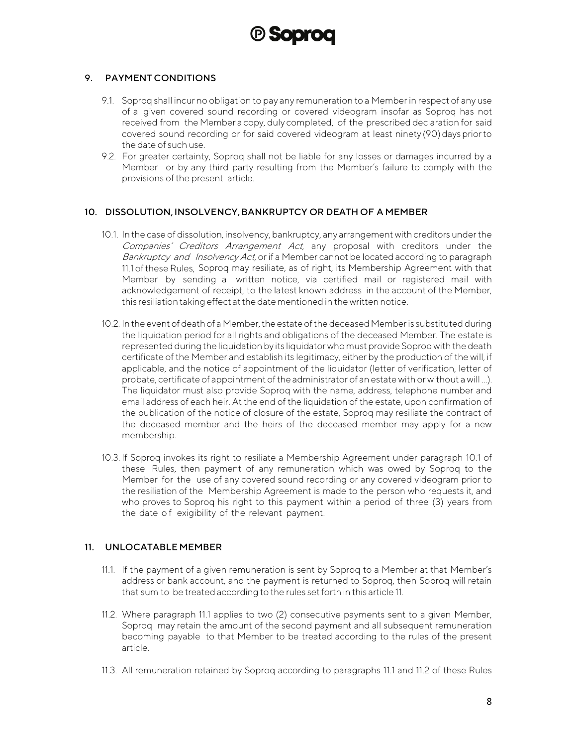## 9. PAYMENT CONDITIONS

9.1. Soproq shall incur no obligation to pay any remuneration to a Member in respect of any use of a given covered sound recording or covered videogram insofar as Soproq has not received from the Member a copy, duly completed, of the prescribed declaration for said covered sound recording or for said covered videogram at least ninety (90) days prior to the date of such use.

9.2. For greater certainty, Soproq shall not be liable for any losses or damages incurred by a Member or by any third party resulting from the Member's failure to comply with the provisions of the present article.

## 10. DISSOLUTION, INSOLVENCY, BANKRUPTCY OR DEATH OF A MEMBER

10.1. In the case of dissolution, insolvency, bankruptcy, any arrangement with creditors under the *Companies' Creditors Arrangement Act*, any proposal with creditors under the *Bankruptcy and Insolvency Act*, or if a Member cannot be located according to paragraph 11.1 of these Rules, Soproq may resiliate, as of right, its Membership Agreement with that Member by sending a written notice, via certified mail or registered mail with acknowledgement of receipt, to the latest known address in the account of the Member, this resiliation taking effect at the date mentioned in the written notice.

10.2. In the event of death of a Member, the estate of the deceased Member is substituted during the liquidation period for all rights and obligations of the deceased Member. The estate is represented during the liquidation by its liquidator who must provide Soproq with the death certificate of the Member and establish its legitimacy, either by the production of the will, if applicable, and the notice of appointment of the liquidator (letter of verification, letter of probate, certificate of appointment of the administrator of an estate with or without a will ...). The liquidator must also provide Soproq with the name, address, telephone number and email address of each heir. At the end of the liquidation of the estate, upon confirmation of the publication of the notice of closure of the estate, Soproq may resiliate the contract of the deceased member and the heirs of the deceased member may apply for a new membership.

10.3. If Soproq invokes its right to resiliate a Membership Agreement under paragraph 10.1 of these Rules, then payment of any remuneration which was owed by Soproq to the Member for the use of any covered sound recording or any covered videogram prior to the resiliation of the Membership Agreement is made to the person who requests it, and who proves to Soproq his right to this payment within a period of three (3) years from the date of exigibility of the relevant payment.

## 11. UNLOCATABLE MEMBER

11.1. If the payment of a given remuneration is sent by Soproq to a Member at that Member's address or bank account, and the payment is returned to Soproq, then Soproq will retain that sum to be treated according to the rules set forth in this article 11.

11.2. Where paragraph 11.1 applies to two (2) consecutive payments sent to a given Member, Soproq may retain the amount of the second payment and all subsequent remuneration becoming payable to that Member to be treated according to the rules of the present article.

11.3. All remuneration retained by Soproq according to paragraphs 11.1 and 11.2 of these Rules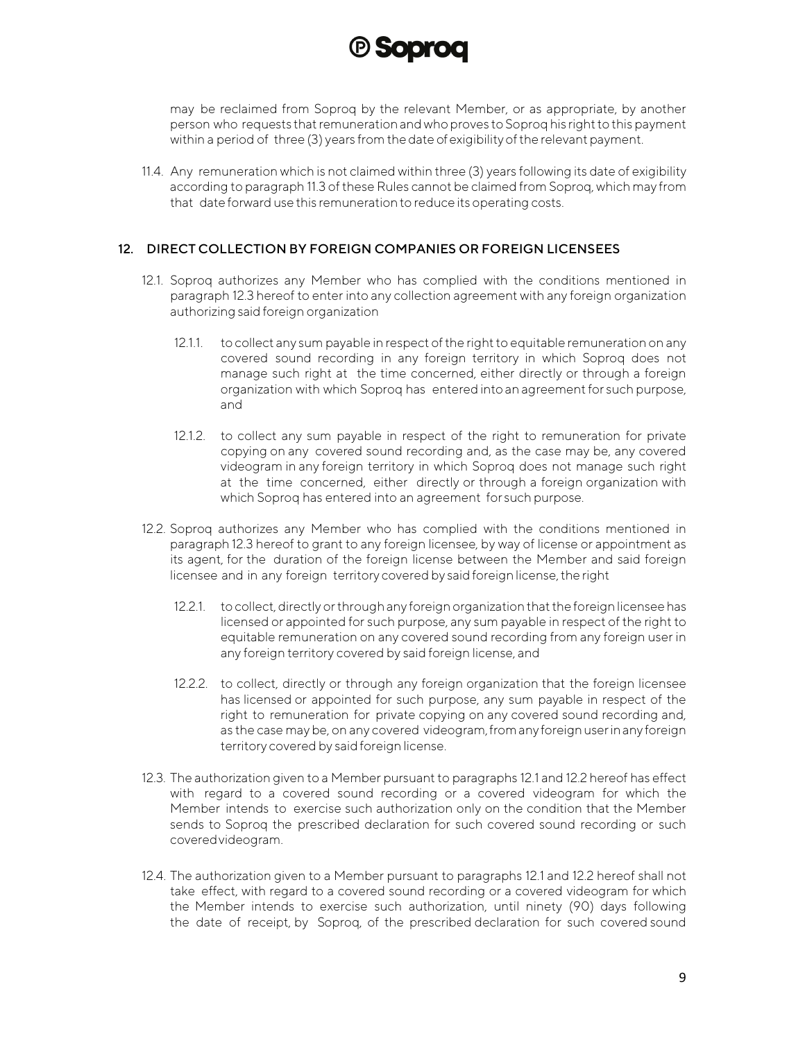may be reclaimed from Soproq by the relevant Member, or as appropriate, by another person who requests that remuneration and who proves to Soproq his right to this payment within a period of three (3) years from the date of exigibility of the relevant payment.

11.4. Any remuneration which is not claimed within three (3) years following its date of exigibility according to paragraph 11.3 of these Rules cannot be claimed from Soproq, which may from that date forward use this remuneration to reduce its operating costs.

## 12. DIRECT COLLECTION BY FOREIGN COMPANIES OR FOREIGN LICENSEES

12.1. Soproq authorizes any Member who has complied with the conditions mentioned in paragraph 12.3 hereof to enter into any collection agreement with any foreign organization authorizing said foreign organization

12.1.1. to collect any sum payable in respect of the right to equitable remuneration on any covered sound recording in any foreign territory in which Soproq does not manage such right at the time concerned, either directly or through a foreign organization with which Soproq has entered into an agreement for such purpose, and

12.1.2. to collect any sum payable in respect of the right to remuneration for private copying on any covered sound recording and, as the case may be, any covered videogram in any foreign territory in which Soproq does not manage such right at the time concerned, either directly or through a foreign organization with which Soproq has entered into an agreement for such purpose.

12.2. Soproq authorizes any Member who has complied with the conditions mentioned in paragraph 12.3 hereof to grant to any foreign licensee, by way of license or appointment as its agent, for the duration of the foreign license between the Member and said foreign licensee and in any foreign territory covered by said foreign license, the right

12.2.1. to collect, directly or through any foreign organization that the foreign licensee has licensed or appointed for such purpose, any sum payable in respect of the right to equitable remuneration on any covered sound recording from any foreign user in any foreign territory covered by said foreign license, and

12.2.2. to collect, directly or through any foreign organization that the foreign licensee has licensed or appointed for such purpose, any sum payable in respect of the right to remuneration for private copying on any covered sound recording and, as the case may be, on any covered videogram, from any foreign user in any foreign territory covered by said foreign license.

12.3. The authorization given to a Member pursuant to paragraphs 12.1 and 12.2 hereof has effect with regard to a covered sound recording or a covered videogram for which the Member intends to exercise such authorization only on the condition that the Member sends to Soproq the prescribed declaration for such covered sound recording or such covered videogram.

12.4. The authorization given to a Member pursuant to paragraphs 12.1 and 12.2 hereof shall not take effect, with regard to a covered sound recording or a covered videogram for which the Member intends to exercise such authorization, until ninety (90) days following the date of receipt, by Soproq, of the prescribed declaration for such covered sound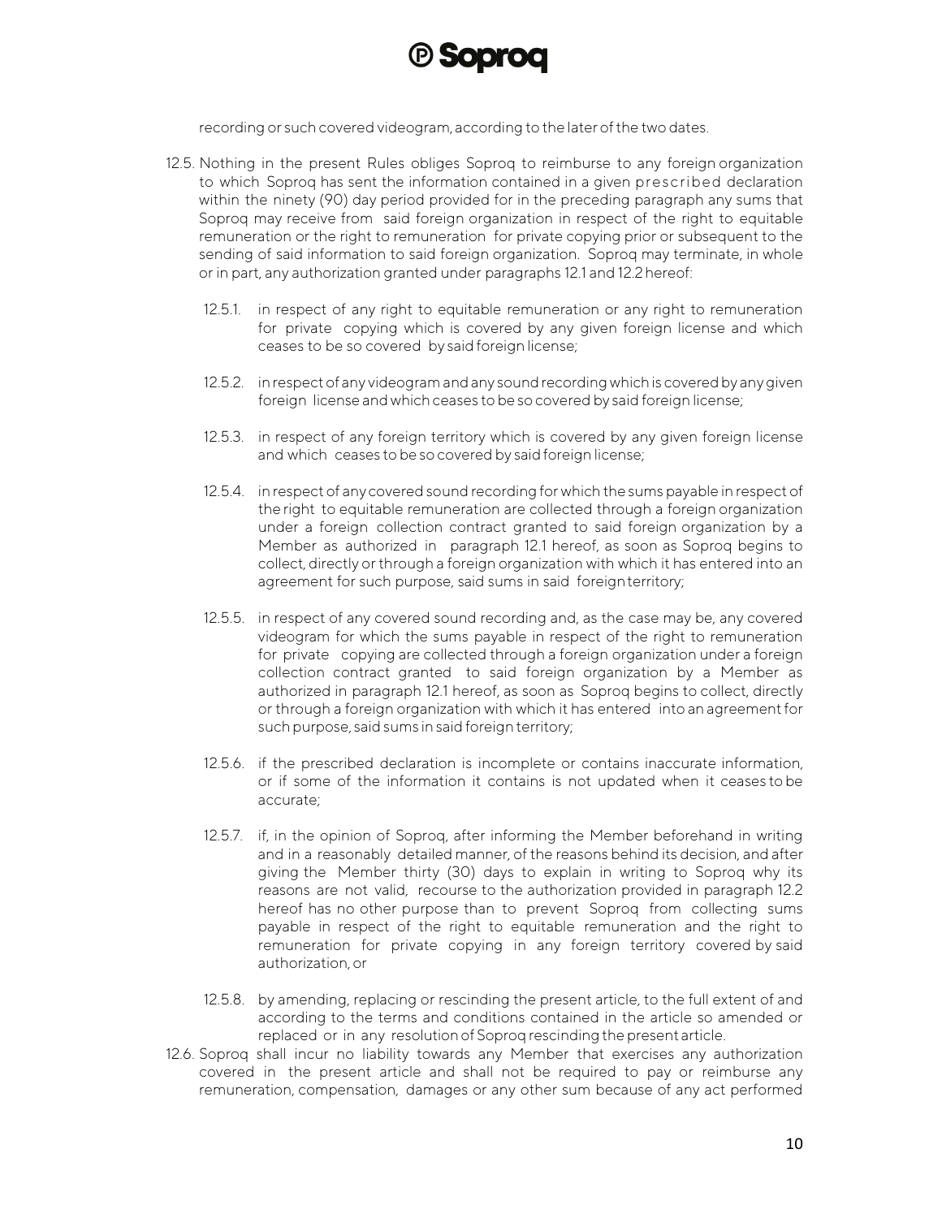recording or such covered videogram, according to the later of the two dates.

12.5. Nothing in the present Rules obliges Soproq to reimburse to any foreign organization to which Soproq has sent the information contained in a given prescribed declaration within the ninety (90) day period provided for in the preceding paragraph any sums that Soproq may receive from said foreign organization in respect of the right to equitable remuneration or the right to remuneration for private copying prior or subsequent to the sending of said information to said foreign organization. Soproq may terminate, in whole or in part, any authorization granted under paragraphs 12.1 and 12.2 hereof:

- 12.5.1. in respect of any right to equitable remuneration or any right to remuneration for private copying which is covered by any given foreign license and which ceases to be so covered by said foreign license;
- 12.5.2. in respect of any videogram and any sound recording which is covered by any given foreign license and which ceases to be so covered by said foreign license;
- 12.5.3. in respect of any foreign territory which is covered by any given foreign license and which ceases to be so covered by said foreign license;
- 12.5.4. in respect of any covered sound recording for which the sums payable in respect of the right to equitable remuneration are collected through a foreign organization under a foreign collection contract granted to said foreign organization by a Member as authorized in paragraph 12.1 hereof, as soon as Soproq begins to collect, directly or through a foreign organization with which it has entered into an agreement for such purpose, said sums in said foreign territory;
- 12.5.5. in respect of any covered sound recording and, as the case may be, any covered videogram for which the sums payable in respect of the right to remuneration for private copying are collected through a foreign organization under a foreign collection contract granted to said foreign organization by a Member as authorized in paragraph 12.1 hereof, as soon as Soproq begins to collect, directly or through a foreign organization with which it has entered into an agreement for such purpose, said sums in said foreign territory;
- 12.5.6. if the prescribed declaration is incomplete or contains inaccurate information, or if some of the information it contains is not updated when it ceases to be accurate;
- 12.5.7. if, in the opinion of Soproq, after informing the Member beforehand in writing and in a reasonably detailed manner, of the reasons behind its decision, and after giving the Member thirty (30) days to explain in writing to Soproq why its reasons are not valid, recourse to the authorization provided in paragraph 12.2 hereof has no other purpose than to prevent Soproq from collecting sums payable in respect of the right to equitable remuneration and the right to remuneration for private copying in any foreign territory covered by said authorization, or
- 12.5.8. by amending, replacing or rescinding the present article, to the full extent of and according to the terms and conditions contained in the article so amended or replaced or in any resolution of Soproq rescinding the present article.

12.6. Soproq shall incur no liability towards any Member that exercises any authorization covered in the present article and shall not be required to pay or reimburse any remuneration, compensation, damages or any other sum because of any act performed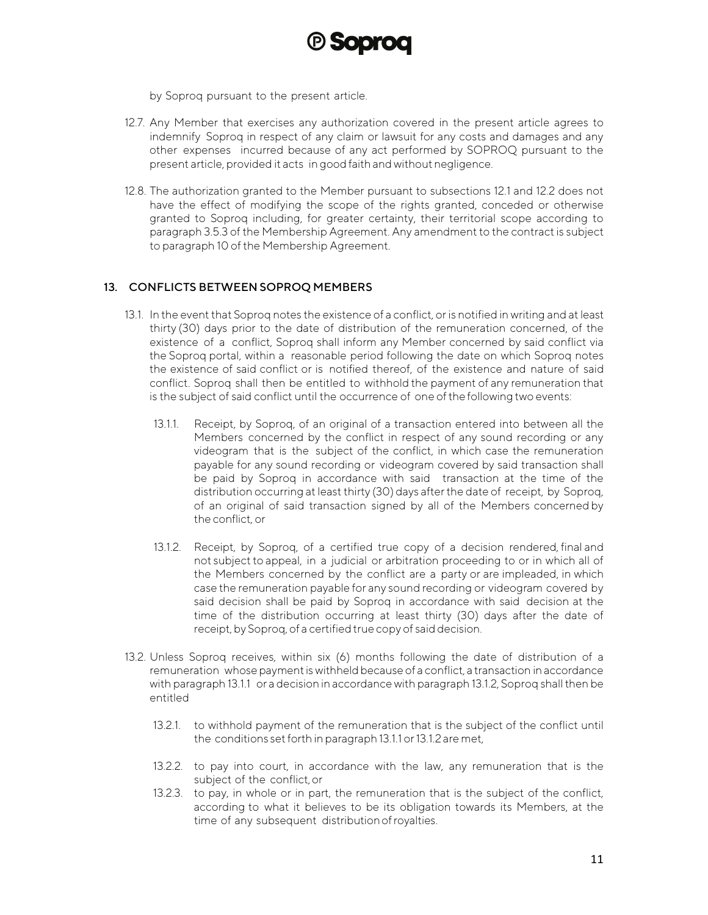by Soproq pursuant to the present article.

12.7. Any Member that exercises any authorization covered in the present article agrees to indemnify Soproq in respect of any claim or lawsuit for any costs and damages and any other expenses incurred because of any act performed by SOPROQ pursuant to the present article, provided it acts in good faith and without negligence.

12.8. The authorization granted to the Member pursuant to subsections 12.1 and 12.2 does not have the effect of modifying the scope of the rights granted, conceded or otherwise granted to Soproq including, for greater certainty, their territorial scope according to paragraph 3.5.3 of the Membership Agreement. Any amendment to the contract is subject to paragraph 10 of the Membership Agreement.

## 13. CONFLICTS BETWEEN SOPROQ MEMBERS

13.1. In the event that Soproq notes the existence of a conflict, or is notified in writing and at least thirty (30) days prior to the date of distribution of the remuneration concerned, of the existence of a conflict, Soproq shall inform any Member concerned by said conflict via the Soproq portal, within a reasonable period following the date on which Soproq notes the existence of said conflict or is notified thereof, of the existence and nature of said conflict. Soproq shall then be entitled to withhold the payment of any remuneration that is the subject of said conflict until the occurrence of one of the following two events:

13.1.1. Receipt, by Soproq, of an original of a transaction entered into between all the Members concerned by the conflict in respect of any sound recording or any videogram that is the subject of the conflict, in which case the remuneration payable for any sound recording or videogram covered by said transaction shall be paid by Soproq in accordance with said transaction at the time of the distribution occurring at least thirty (30) days after the date of receipt, by Soproq, of an original of said transaction signed by all of the Members concerned by the conflict, or

13.1.2. Receipt, by Soproq, of a certified true copy of a decision rendered, final and not subject to appeal, in a judicial or arbitration proceeding to or in which all of the Members concerned by the conflict are a party or are impleaded, in which case the remuneration payable for any sound recording or videogram covered by said decision shall be paid by Soproq in accordance with said decision at the time of the distribution occurring at least thirty (30) days after the date of receipt, by Soproq, of a certified true copy of said decision.

13.2. Unless Soproq receives, within six (6) months following the date of distribution of a remuneration whose payment is withheld because of a conflict, a transaction in accordance with paragraph 13.1.1 or a decision in accordance with paragraph 13.1.2, Soproq shall then be entitled

13.2.1. to withhold payment of the remuneration that is the subject of the conflict until the conditions set forth in paragraph 13.1.1 or 13.1.2 are met,

13.2.2. to pay into court, in accordance with the law, any remuneration that is the subject of the conflict, or

13.2.3. to pay, in whole or in part, the remuneration that is the subject of the conflict, according to what it believes to be its obligation towards its Members, at the time of any subsequent distribution of royalties.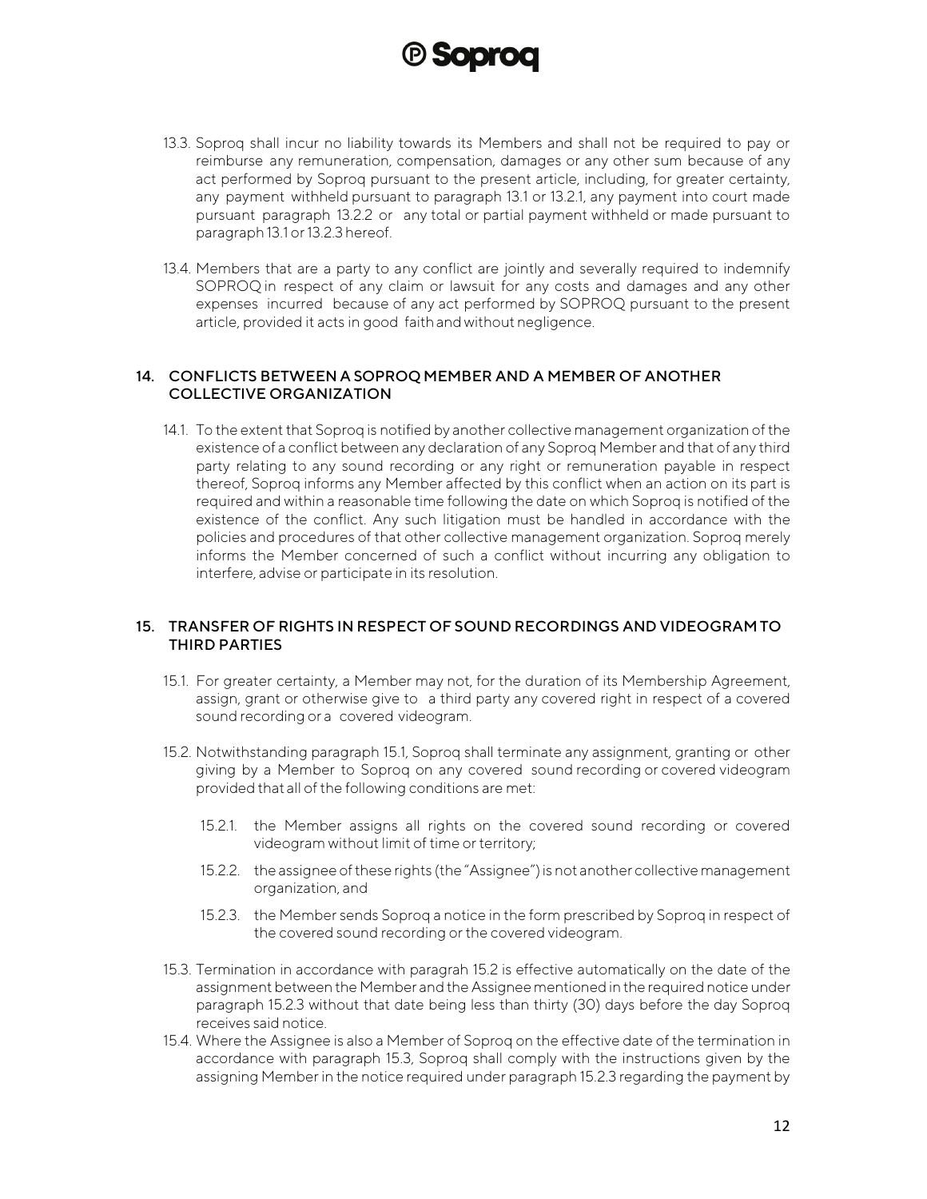13.3. Soproq shall incur no liability towards its Members and shall not be required to pay or reimburse any remuneration, compensation, damages or any other sum because of any act performed by Soproq pursuant to the present article, including, for greater certainty, any payment withheld pursuant to paragraph 13.1 or 13.2.1, any payment into court made pursuant paragraph 13.2.2 or any total or partial payment withheld or made pursuant to paragraph 13.1 or 13.2.3 hereof.

13.4. Members that are a party to any conflict are jointly and severally required to indemnify SOPROQ in respect of any claim or lawsuit for any costs and damages and any other expenses incurred because of any act performed by SOPROQ pursuant to the present article, provided it acts in good faith and without negligence.

## 14. CONFLICTS BETWEEN A SOPROQ MEMBER AND A MEMBER OF ANOTHER COLLECTIVE ORGANIZATION

14.1. To the extent that Soproq is notified by another collective management organization of the existence of a conflict between any declaration of any Soproq Member and that of any third party relating to any sound recording or any right or remuneration payable in respect thereof, Soproq informs any Member affected by this conflict when an action on its part is required and within a reasonable time following the date on which Soproq is notified of the existence of the conflict. Any such litigation must be handled in accordance with the policies and procedures of that other collective management organization. Soproq merely informs the Member concerned of such a conflict without incurring any obligation to interfere, advise or participate in its resolution.

## 15. TRANSFER OF RIGHTS IN RESPECT OF SOUND RECORDINGS AND VIDEOGRAM TO THIRD PARTIES

15.1. For greater certainty, a Member may not, for the duration of its Membership Agreement, assign, grant or otherwise give to a third party any covered right in respect of a covered sound recording or a covered videogram.

15.2. Notwithstanding paragraph 15.1, Soproq shall terminate any assignment, granting or other giving by a Member to Soproq on any covered sound recording or covered videogram provided that all of the following conditions are met:

15.2.1. the Member assigns all rights on the covered sound recording or covered videogram without limit of time or territory;

15.2.2. the assignee of these rights (the "Assignee") is not another collective management organization, and

15.2.3. the Member sends Soproq a notice in the form prescribed by Soproq in respect of the covered sound recording or the covered videogram.

15.3. Termination in accordance with paragrah 15.2 is effective automatically on the date of the assignment between the Member and the Assignee mentioned in the required notice under paragraph 15.2.3 without that date being less than thirty (30) days before the day Soproq receives said notice.

15.4. Where the Assignee is also a Member of Soproq on the effective date of the termination in accordance with paragraph 15.3, Soproq shall comply with the instructions given by the assigning Member in the notice required under paragraph 15.2.3 regarding the payment by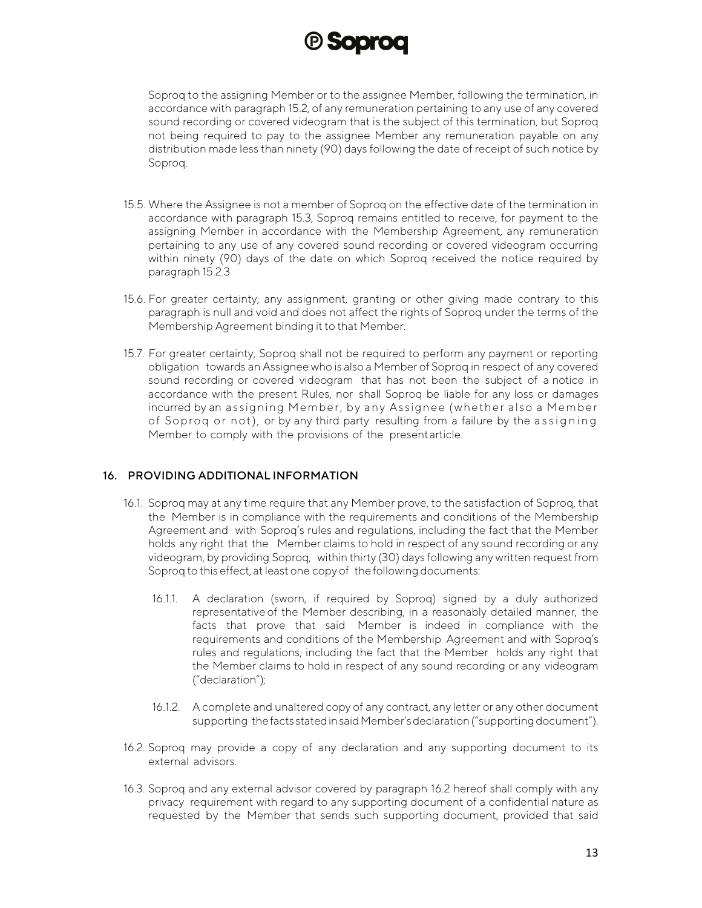Soproq to the assigning Member or to the assignee Member, following the termination, in accordance with paragraph 15.2, of any remuneration pertaining to any use of any covered sound recording or covered videogram that is the subject of this termination, but Soproq not being required to pay to the assignee Member any remuneration payable on any distribution made less than ninety (90) days following the date of receipt of such notice by Soproq.

15.5. Where the Assignee is not a member of Soproq on the effective date of the termination in accordance with paragraph 15.3, Soproq remains entitled to receive, for payment to the assigning Member in accordance with the Membership Agreement, any remuneration pertaining to any use of any covered sound recording or covered videogram occurring within ninety (90) days of the date on which Soproq received the notice required by paragraph 15.2.3

15.6. For greater certainty, any assignment, granting or other giving made contrary to this paragraph is null and void and does not affect the rights of Soproq under the terms of the Membership Agreement binding it to that Member.

15.7. For greater certainty, Soproq shall not be required to perform any payment or reporting obligation towards an Assignee who is also a Member of Soproq in respect of any covered sound recording or covered videogram that has not been the subject of a notice in accordance with the present Rules, nor shall Soproq be liable for any loss or damages incurred by an assigning Member, by any Assignee (whether also a Member of Soproq or not), or by any third party resulting from a failure by the assigning Member to comply with the provisions of the present article.

## 16. PROVIDING ADDITIONAL INFORMATION

16.1. Soproq may at any time require that any Member prove, to the satisfaction of Soproq, that the Member is in compliance with the requirements and conditions of the Membership Agreement and with Soproq's rules and regulations, including the fact that the Member holds any right that the Member claims to hold in respect of any sound recording or any videogram, by providing Soproq, within thirty (30) days following any written request from Soproq to this effect, at least one copy of the following documents:

16.1.1. A declaration (sworn, if required by Soproq) signed by a duly authorized representative of the Member describing, in a reasonably detailed manner, the facts that prove that said Member is indeed in compliance with the requirements and conditions of the Membership Agreement and with Soproq's rules and regulations, including the fact that the Member holds any right that the Member claims to hold in respect of any sound recording or any videogram ("declaration");

16.1.2. A complete and unaltered copy of any contract, any letter or any other document supporting the facts stated in said Member's declaration ("supporting document").

16.2. Soproq may provide a copy of any declaration and any supporting document to its external advisors.

16.3. Soproq and any external advisor covered by paragraph 16.2 hereof shall comply with any privacy requirement with regard to any supporting document of a confidential nature as requested by the Member that sends such supporting document, provided that said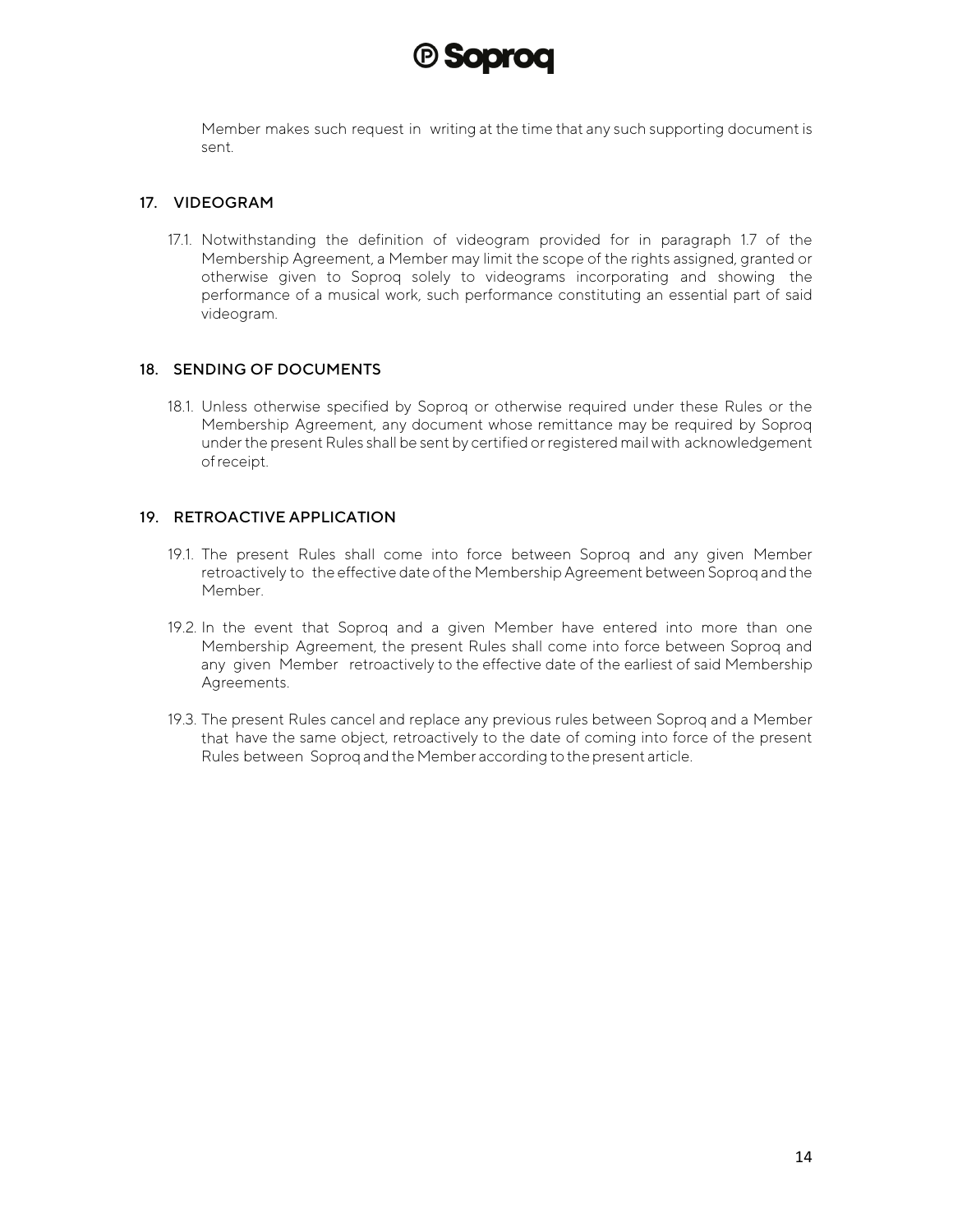Member makes such request in writing at the time that any such supporting document is sent.

## 17. VIDEOGRAM

17.1. Notwithstanding the definition of videogram provided for in paragraph 1.7 of the Membership Agreement, a Member may limit the scope of the rights assigned, granted or otherwise given to Soproq solely to videograms incorporating and showing the performance of a musical work, such performance constituting an essential part of said videogram.

## 18. SENDING OF DOCUMENTS

18.1. Unless otherwise specified by Soproq or otherwise required under these Rules or the Membership Agreement, any document whose remittance may be required by Soproq under the present Rules shall be sent by certified or registered mail with acknowledgement of receipt.

## 19. RETROACTIVE APPLICATION

19.1. The present Rules shall come into force between Soproq and any given Member retroactively to the effective date of the Membership Agreement between Soproq and the Member.

19.2. In the event that Soproq and a given Member have entered into more than one Membership Agreement, the present Rules shall come into force between Soproq and any given Member retroactively to the effective date of the earliest of said Membership Agreements.

19.3. The present Rules cancel and replace any previous rules between Soproq and a Member that have the same object, retroactively to the date of coming into force of the present Rules between Soproq and the Member according to the present article.